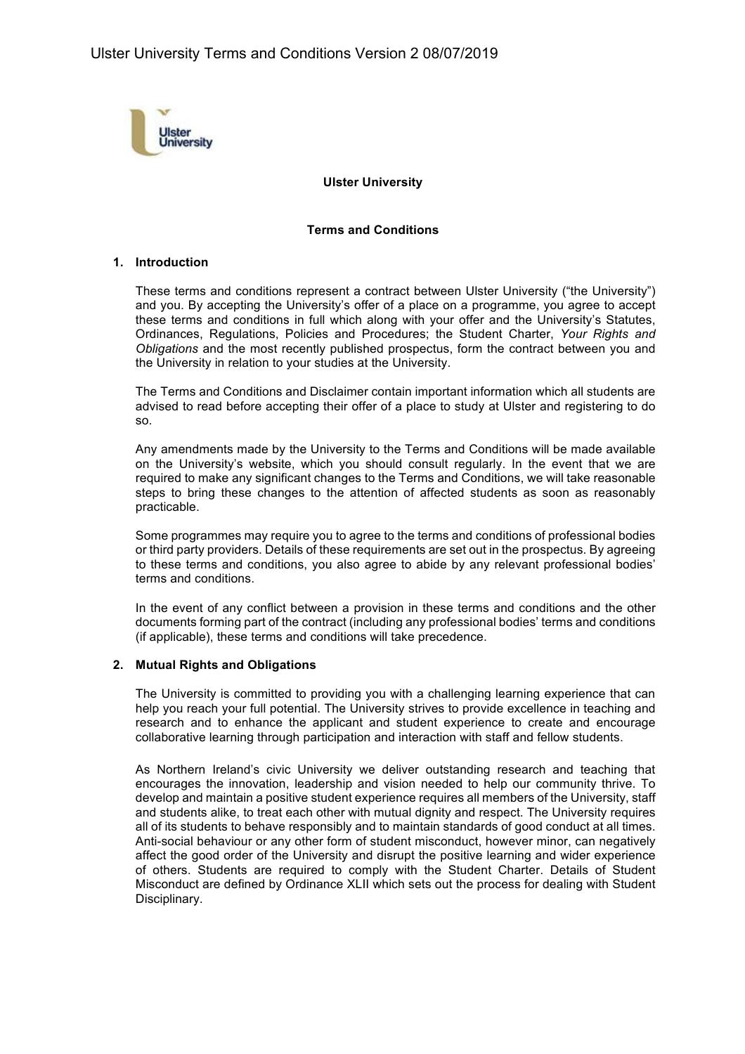# Ulster University

## Terms and Conditions

### 1. Introduction

These terms and conditions represent a contract between Ulster University ("the University") and you. By accepting the University's offer of a place on a programme, you agree to accept these terms and conditions in full which along with your offer and the University's Statutes, Ordinances, Regulations, Policies and Procedures; the Student Charter, *Your Rights and Obligations* and the most recently published prospectus, form the contract between you and the University in relation to your studies at the University.

The Terms and Conditions and Disclaimer contain important information which all students are advised to read before accepting their offer of a place to study at Ulster and registering to do so.

Any amendments made by the University to the Terms and Conditions will be made available on the University's website, which you should consult regularly. In the event that we are required to make any significant changes to the Terms and Conditions, we will take reasonable steps to bring these changes to the attention of affected students as soon as reasonably practicable.

Some programmes may require you to agree to the terms and conditions of professional bodies or third party providers. Details of these requirements are set out in the prospectus. By agreeing to these terms and conditions, you also agree to abide by any relevant professional bodies' terms and conditions.

In the event of any conflict between a provision in these terms and conditions and the other documents forming part of the contract (including any professional bodies' terms and conditions (if applicable), these terms and conditions will take precedence.

### 2. Mutual Rights and Obligations

The University is committed to providing you with a challenging learning experience that can help you reach your full potential. The University strives to provide excellence in teaching and research and to enhance the applicant and student experience to create and encourage collaborative learning through participation and interaction with staff and fellow students.

As Northern Ireland's civic University we deliver outstanding research and teaching that encourages the innovation, leadership and vision needed to help our community thrive. To develop and maintain a positive student experience requires all members of the University, staff and students alike, to treat each other with mutual dignity and respect. The University requires all of its students to behave responsibly and to maintain standards of good conduct at all times. Anti-social behaviour or any other form of student misconduct, however minor, can negatively affect the good order of the University and disrupt the positive learning and wider experience of others. Students are required to comply with the Student Charter. Details of Student Misconduct are defined by Ordinance XLII which sets out the process for dealing with Student Disciplinary.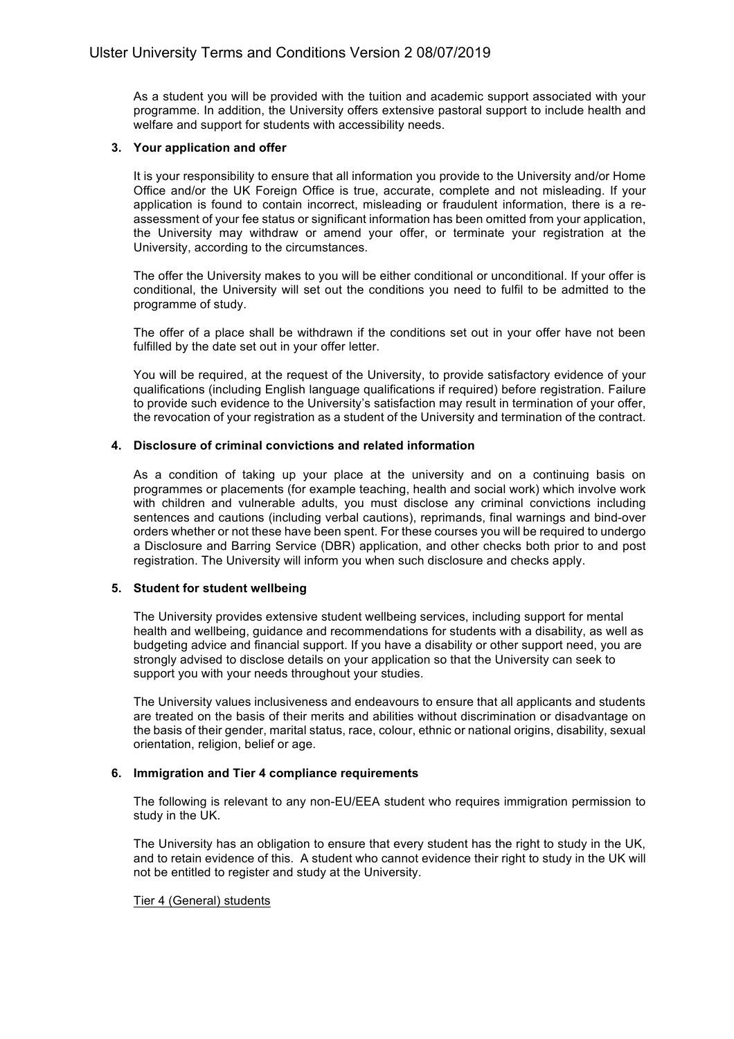As a student you will be provided with the tuition and academic support associated with your programme. In addition, the University offers extensive pastoral support to include health and welfare and support for students with accessibility needs.

## 3. Your application and offer

It is your responsibility to ensure that all information you provide to the University and/or Home Office and/or the UK Foreign Office is true, accurate, complete and not misleading. If your application is found to contain incorrect, misleading or fraudulent information, there is a re-assessment of your fee status or significant information has been omitted from your application, the University may withdraw or amend your offer, or terminate your registration at the University, according to the circumstances.

The offer the University makes to you will be either conditional or unconditional. If your offer is conditional, the University will set out the conditions you need to fulfil to be admitted to the programme of study.

The offer of a place shall be withdrawn if the conditions set out in your offer have not been fulfilled by the date set out in your offer letter.

You will be required, at the request of the University, to provide satisfactory evidence of your qualifications (including English language qualifications if required) before registration. Failure to provide such evidence to the University's satisfaction may result in termination of your offer, the revocation of your registration as a student of the University and termination of the contract.

## 4. Disclosure of criminal convictions and related information

As a condition of taking up your place at the university and on a continuing basis on programmes or placements (for example teaching, health and social work) which involve work with children and vulnerable adults, you must disclose any criminal convictions including sentences and cautions (including verbal cautions), reprimands, final warnings and bind-over orders whether or not these have been spent. For these courses you will be required to undergo a Disclosure and Barring Service (DBR) application, and other checks both prior to and post registration. The University will inform you when such disclosure and checks apply.

## 5. Student for student wellbeing

The University provides extensive student wellbeing services, including support for mental health and wellbeing, guidance and recommendations for students with a disability, as well as budgeting advice and financial support. If you have a disability or other support need, you are strongly advised to disclose details on your application so that the University can seek to support you with your needs throughout your studies.

The University values inclusiveness and endeavours to ensure that all applicants and students are treated on the basis of their merits and abilities without discrimination or disadvantage on the basis of their gender, marital status, race, colour, ethnic or national origins, disability, sexual orientation, religion, belief or age.

## 6. Immigration and Tier 4 compliance requirements

The following is relevant to any non-EU/EEA student who requires immigration permission to study in the UK.

The University has an obligation to ensure that every student has the right to study in the UK, and to retain evidence of this. A student who cannot evidence their right to study in the UK will not be entitled to register and study at the University.

Tier 4 (General) students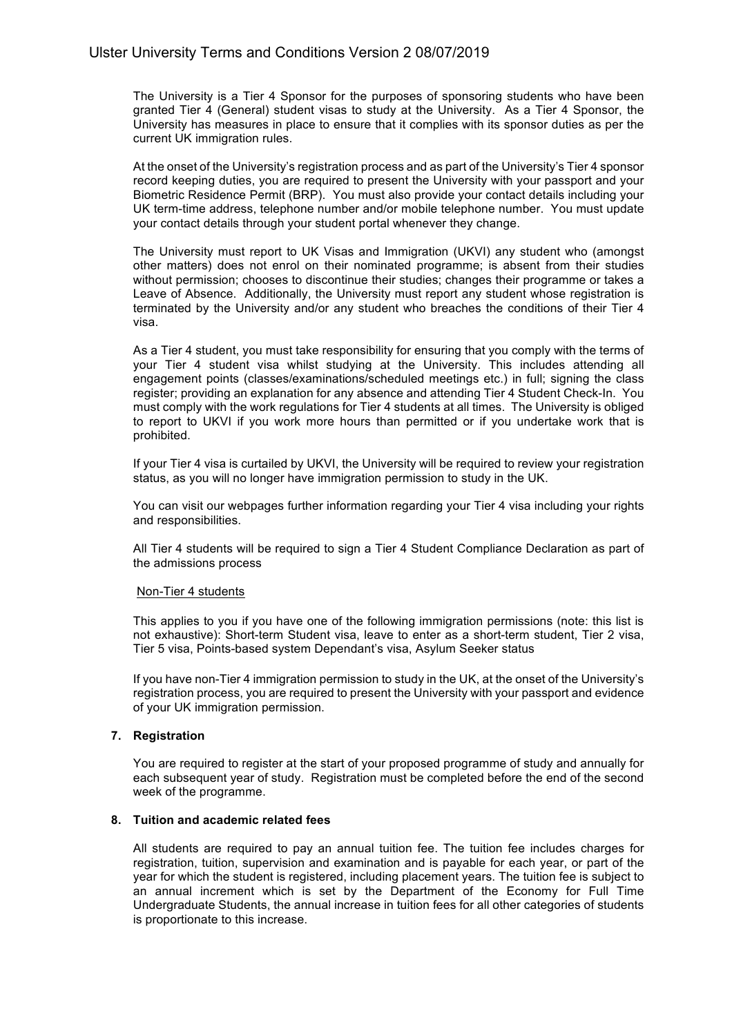The University is a Tier 4 Sponsor for the purposes of sponsoring students who have been granted Tier 4 (General) student visas to study at the University. As a Tier 4 Sponsor, the University has measures in place to ensure that it complies with its sponsor duties as per the current UK immigration rules.

At the onset of the University's registration process and as part of the University's Tier 4 sponsor record keeping duties, you are required to present the University with your passport and your Biometric Residence Permit (BRP). You must also provide your contact details including your UK term-time address, telephone number and/or mobile telephone number. You must update your contact details through your student portal whenever they change.

The University must report to UK Visas and Immigration (UKVI) any student who (amongst other matters) does not enrol on their nominated programme; is absent from their studies without permission; chooses to discontinue their studies; changes their programme or takes a Leave of Absence. Additionally, the University must report any student whose registration is terminated by the University and/or any student who breaches the conditions of their Tier 4 visa.

As a Tier 4 student, you must take responsibility for ensuring that you comply with the terms of your Tier 4 student visa whilst studying at the University. This includes attending all engagement points (classes/examinations/scheduled meetings etc.) in full; signing the class register; providing an explanation for any absence and attending Tier 4 Student Check-In. You must comply with the work regulations for Tier 4 students at all times. The University is obliged to report to UKVI if you work more hours than permitted or if you undertake work that is prohibited.

If your Tier 4 visa is curtailed by UKVI, the University will be required to review your registration status, as you will no longer have immigration permission to study in the UK.

You can visit our webpages further information regarding your Tier 4 visa including your rights and responsibilities.

All Tier 4 students will be required to sign a Tier 4 Student Compliance Declaration as part of the admissions process

Non-Tier 4 students

This applies to you if you have one of the following immigration permissions (note: this list is not exhaustive): Short-term Student visa, leave to enter as a short-term student, Tier 2 visa, Tier 5 visa, Points-based system Dependant's visa, Asylum Seeker status

If you have non-Tier 4 immigration permission to study in the UK, at the onset of the University's registration process, you are required to present the University with your passport and evidence of your UK immigration permission.

**7. Registration**

You are required to register at the start of your proposed programme of study and annually for each subsequent year of study. Registration must be completed before the end of the second week of the programme.

**8. Tuition and academic related fees**

All students are required to pay an annual tuition fee. The tuition fee includes charges for registration, tuition, supervision and examination and is payable for each year, or part of the year for which the student is registered, including placement years. The tuition fee is subject to an annual increment which is set by the Department of the Economy for Full Time Undergraduate Students, the annual increase in tuition fees for all other categories of students is proportionate to this increase.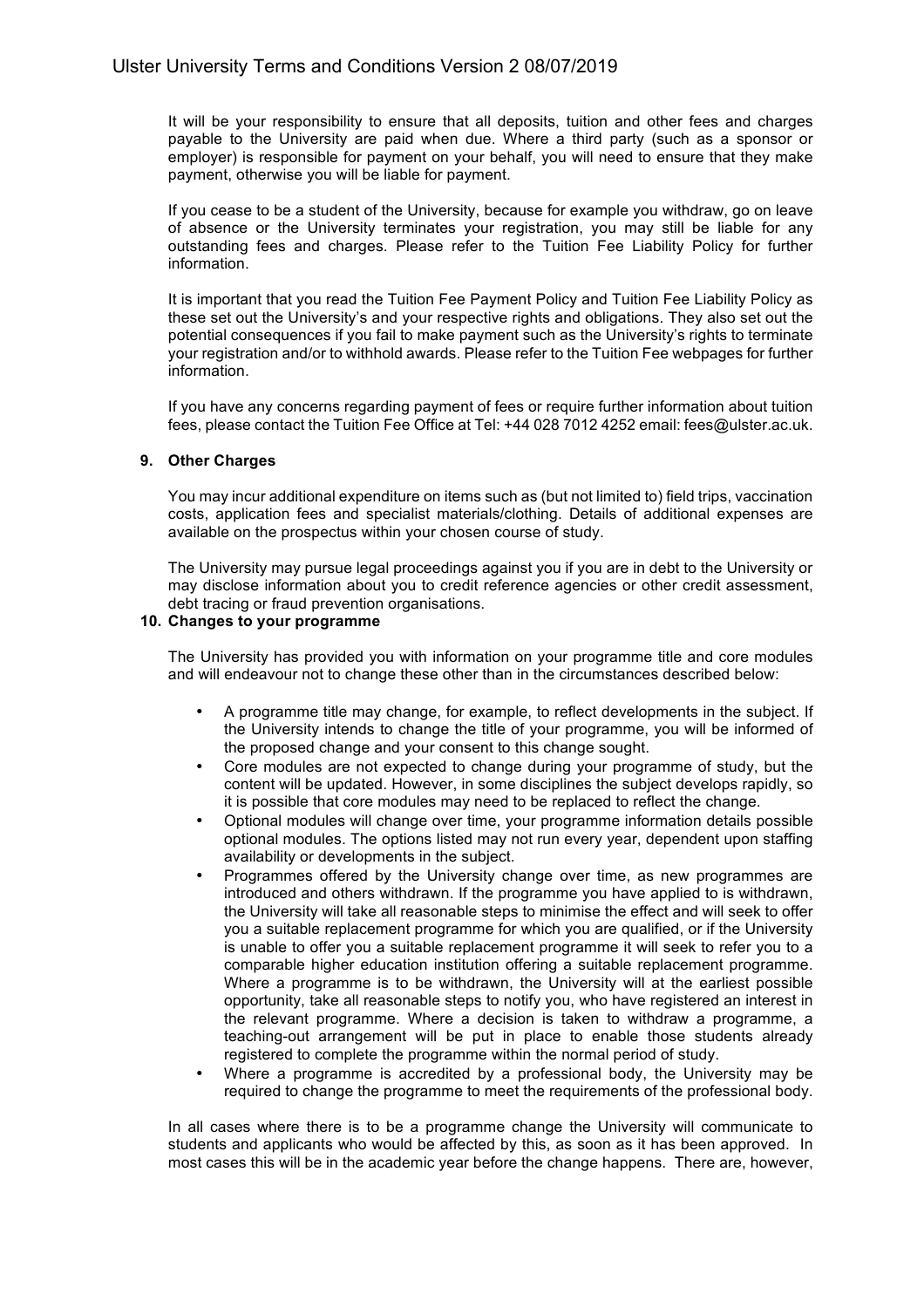It will be your responsibility to ensure that all deposits, tuition and other fees and charges payable to the University are paid when due. Where a third party (such as a sponsor or employer) is responsible for payment on your behalf, you will need to ensure that they make payment, otherwise you will be liable for payment.

If you cease to be a student of the University, because for example you withdraw, go on leave of absence or the University terminates your registration, you may still be liable for any outstanding fees and charges. Please refer to the Tuition Fee Liability Policy for further information.

It is important that you read the Tuition Fee Payment Policy and Tuition Fee Liability Policy as these set out the University's and your respective rights and obligations. They also set out the potential consequences if you fail to make payment such as the University's rights to terminate your registration and/or to withhold awards. Please refer to the Tuition Fee webpages for further information.

If you have any concerns regarding payment of fees or require further information about tuition fees, please contact the Tuition Fee Office at Tel: +44 028 7012 4252 email: fees@ulster.ac.uk.

## 9. Other Charges

You may incur additional expenditure on items such as (but not limited to) field trips, vaccination costs, application fees and specialist materials/clothing. Details of additional expenses are available on the prospectus within your chosen course of study.

The University may pursue legal proceedings against you if you are in debt to the University or may disclose information about you to credit reference agencies or other credit assessment, debt tracing or fraud prevention organisations.

## 10. Changes to your programme

The University has provided you with information on your programme title and core modules and will endeavour not to change these other than in the circumstances described below:

- A programme title may change, for example, to reflect developments in the subject. If the University intends to change the title of your programme, you will be informed of the proposed change and your consent to this change sought.
- Core modules are not expected to change during your programme of study, but the content will be updated. However, in some disciplines the subject develops rapidly, so it is possible that core modules may need to be replaced to reflect the change.
- Optional modules will change over time, your programme information details possible optional modules. The options listed may not run every year, dependent upon staffing availability or developments in the subject.
- Programmes offered by the University change over time, as new programmes are introduced and others withdrawn. If the programme you have applied to is withdrawn, the University will take all reasonable steps to minimise the effect and will seek to offer you a suitable replacement programme for which you are qualified, or if the University is unable to offer you a suitable replacement programme it will seek to refer you to a comparable higher education institution offering a suitable replacement programme. Where a programme is to be withdrawn, the University will at the earliest possible opportunity, take all reasonable steps to notify you, who have registered an interest in the relevant programme. Where a decision is taken to withdraw a programme, a teaching-out arrangement will be put in place to enable those students already registered to complete the programme within the normal period of study.
- Where a programme is accredited by a professional body, the University may be required to change the programme to meet the requirements of the professional body.

In all cases where there is to be a programme change the University will communicate to students and applicants who would be affected by this, as soon as it has been approved. In most cases this will be in the academic year before the change happens. There are, however,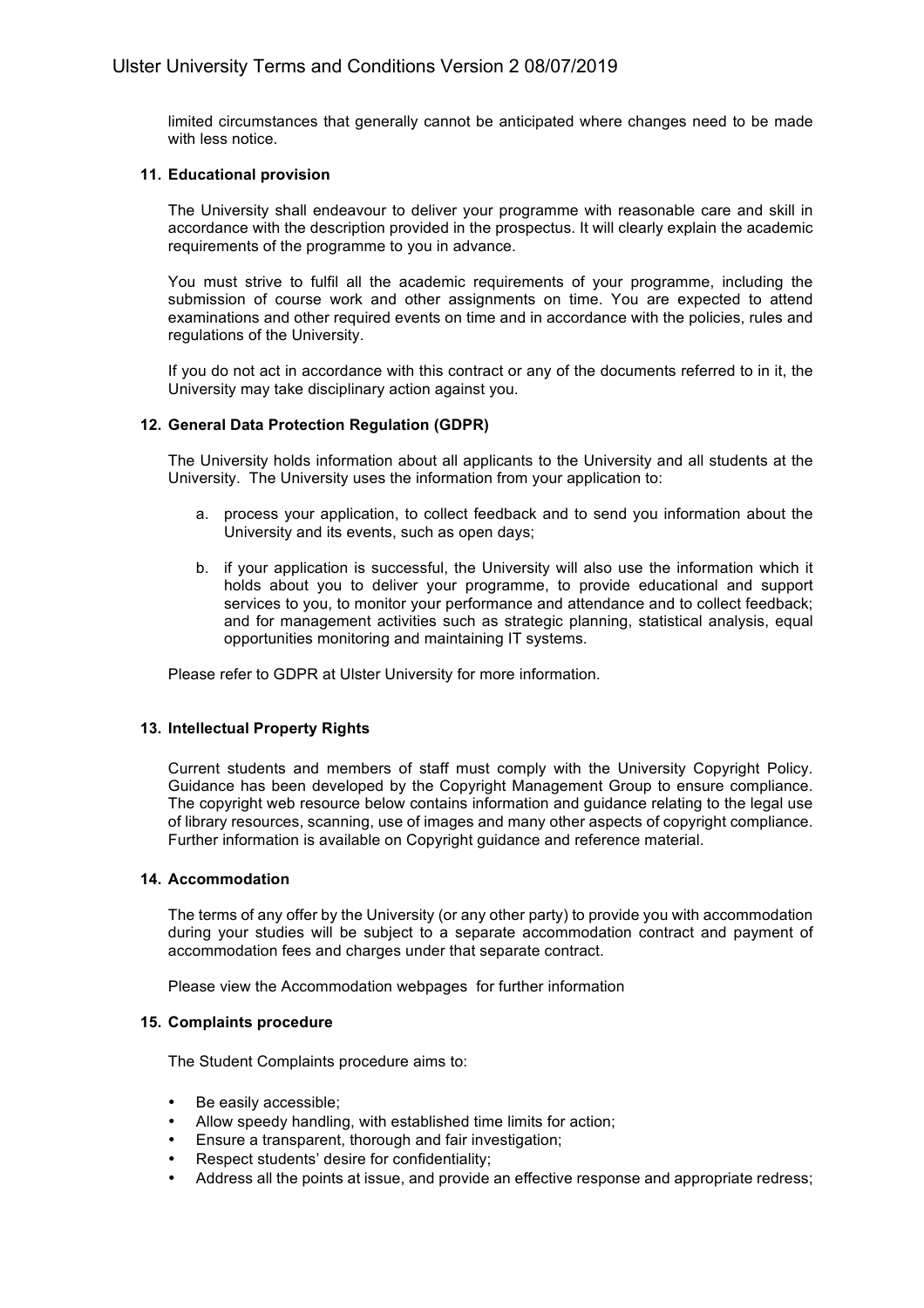limited circumstances that generally cannot be anticipated where changes need to be made with less notice.

### 11. Educational provision

The University shall endeavour to deliver your programme with reasonable care and skill in accordance with the description provided in the prospectus. It will clearly explain the academic requirements of the programme to you in advance.

You must strive to fulfil all the academic requirements of your programme, including the submission of course work and other assignments on time. You are expected to attend examinations and other required events on time and in accordance with the policies, rules and regulations of the University.

If you do not act in accordance with this contract or any of the documents referred to in it, the University may take disciplinary action against you.

### 12. General Data Protection Regulation (GDPR)

The University holds information about all applicants to the University and all students at the University. The University uses the information from your application to:

a. process your application, to collect feedback and to send you information about the University and its events, such as open days;

b. if your application is successful, the University will also use the information which it holds about you to deliver your programme, to provide educational and support services to you, to monitor your performance and attendance and to collect feedback; and for management activities such as strategic planning, statistical analysis, equal opportunities monitoring and maintaining IT systems.

Please refer to GDPR at Ulster University for more information.

### 13. Intellectual Property Rights

Current students and members of staff must comply with the University Copyright Policy. Guidance has been developed by the Copyright Management Group to ensure compliance. The copyright web resource below contains information and guidance relating to the legal use of library resources, scanning, use of images and many other aspects of copyright compliance. Further information is available on Copyright guidance and reference material.

### 14. Accommodation

The terms of any offer by the University (or any other party) to provide you with accommodation during your studies will be subject to a separate accommodation contract and payment of accommodation fees and charges under that separate contract.

Please view the Accommodation webpages for further information

### 15. Complaints procedure

The Student Complaints procedure aims to:

- Be easily accessible;
- Allow speedy handling, with established time limits for action;
- Ensure a transparent, thorough and fair investigation;
- Respect students' desire for confidentiality;
- Address all the points at issue, and provide an effective response and appropriate redress;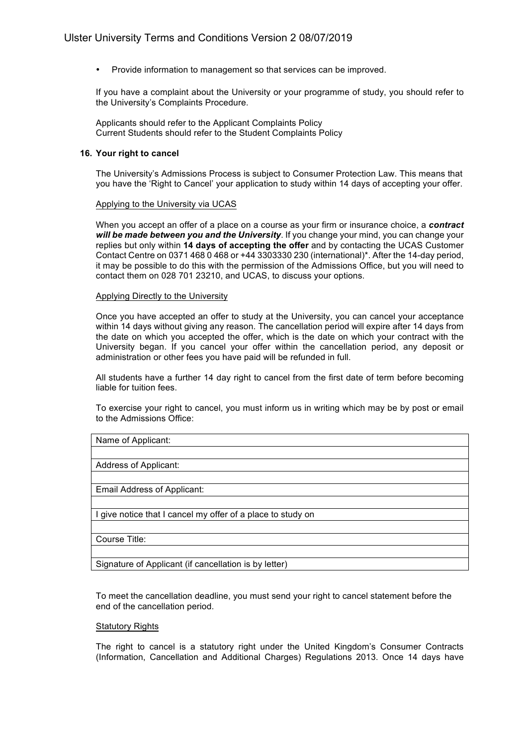- Provide information to management so that services can be improved.

If you have a complaint about the University or your programme of study, you should refer to the University's Complaints Procedure.

Applicants should refer to the Applicant Complaints Policy
Current Students should refer to the Student Complaints Policy

## 16. Your right to cancel

The University's Admissions Process is subject to Consumer Protection Law. This means that you have the 'Right to Cancel' your application to study within 14 days of accepting your offer.

Applying to the University via UCAS

When you accept an offer of a place on a course as your firm or insurance choice, a ***contract will be made between you and the University***. If you change your mind, you can change your replies but only within **14 days of accepting the offer** and by contacting the UCAS Customer Contact Centre on 0371 468 0 468 or +44 3303330 230 (international)*. After the 14-day period, it may be possible to do this with the permission of the Admissions Office, but you will need to contact them on 028 701 23210, and UCAS, to discuss your options.

Applying Directly to the University

Once you have accepted an offer to study at the University, you can cancel your acceptance within 14 days without giving any reason. The cancellation period will expire after 14 days from the date on which you accepted the offer, which is the date on which your contract with the University began. If you cancel your offer within the cancellation period, any deposit or administration or other fees you have paid will be refunded in full.

All students have a further 14 day right to cancel from the first date of term before becoming liable for tuition fees.

To exercise your right to cancel, you must inform us in writing which may be by post or email to the Admissions Office:

| Name of Applicant: |
| --- |
| |
| Address of Applicant: |
| |
| Email Address of Applicant: |
| |
| I give notice that I cancel my offer of a place to study on |
| |
| Course Title: |
| |
| Signature of Applicant (if cancellation is by letter) |

To meet the cancellation deadline, you must send your right to cancel statement before the end of the cancellation period.

Statutory Rights

The right to cancel is a statutory right under the United Kingdom's Consumer Contracts (Information, Cancellation and Additional Charges) Regulations 2013. Once 14 days have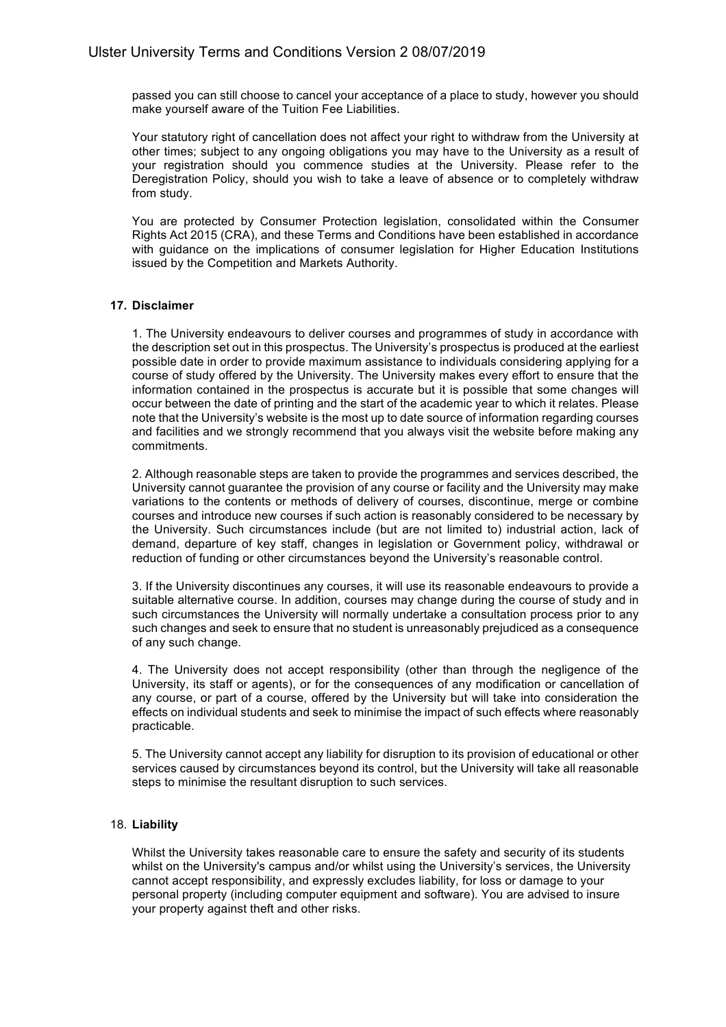passed you can still choose to cancel your acceptance of a place to study, however you should make yourself aware of the Tuition Fee Liabilities.

Your statutory right of cancellation does not affect your right to withdraw from the University at other times; subject to any ongoing obligations you may have to the University as a result of your registration should you commence studies at the University. Please refer to the Deregistration Policy, should you wish to take a leave of absence or to completely withdraw from study.

You are protected by Consumer Protection legislation, consolidated within the Consumer Rights Act 2015 (CRA), and these Terms and Conditions have been established in accordance with guidance on the implications of consumer legislation for Higher Education Institutions issued by the Competition and Markets Authority.

## 17. Disclaimer

1. The University endeavours to deliver courses and programmes of study in accordance with the description set out in this prospectus. The University's prospectus is produced at the earliest possible date in order to provide maximum assistance to individuals considering applying for a course of study offered by the University. The University makes every effort to ensure that the information contained in the prospectus is accurate but it is possible that some changes will occur between the date of printing and the start of the academic year to which it relates. Please note that the University's website is the most up to date source of information regarding courses and facilities and we strongly recommend that you always visit the website before making any commitments.

2. Although reasonable steps are taken to provide the programmes and services described, the University cannot guarantee the provision of any course or facility and the University may make variations to the contents or methods of delivery of courses, discontinue, merge or combine courses and introduce new courses if such action is reasonably considered to be necessary by the University. Such circumstances include (but are not limited to) industrial action, lack of demand, departure of key staff, changes in legislation or Government policy, withdrawal or reduction of funding or other circumstances beyond the University's reasonable control.

3. If the University discontinues any courses, it will use its reasonable endeavours to provide a suitable alternative course. In addition, courses may change during the course of study and in such circumstances the University will normally undertake a consultation process prior to any such changes and seek to ensure that no student is unreasonably prejudiced as a consequence of any such change.

4. The University does not accept responsibility (other than through the negligence of the University, its staff or agents), or for the consequences of any modification or cancellation of any course, or part of a course, offered by the University but will take into consideration the effects on individual students and seek to minimise the impact of such effects where reasonably practicable.

5. The University cannot accept any liability for disruption to its provision of educational or other services caused by circumstances beyond its control, but the University will take all reasonable steps to minimise the resultant disruption to such services.

## 18. Liability

Whilst the University takes reasonable care to ensure the safety and security of its students whilst on the University's campus and/or whilst using the University's services, the University cannot accept responsibility, and expressly excludes liability, for loss or damage to your personal property (including computer equipment and software). You are advised to insure your property against theft and other risks.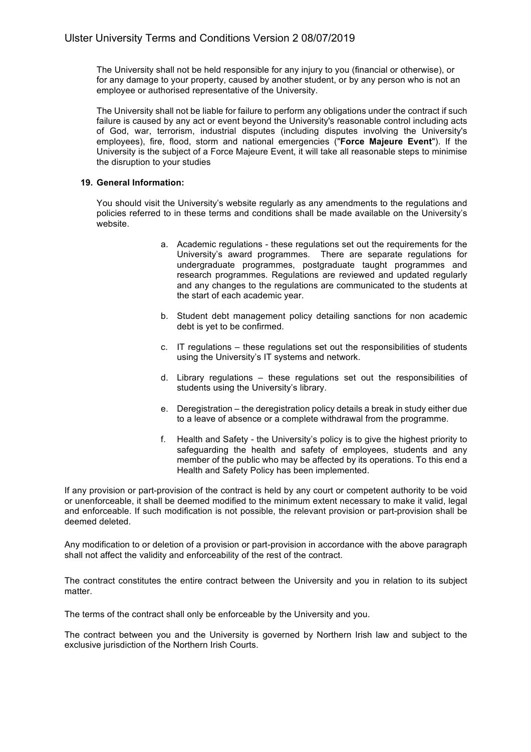The University shall not be held responsible for any injury to you (financial or otherwise), or for any damage to your property, caused by another student, or by any person who is not an employee or authorised representative of the University.

The University shall not be liable for failure to perform any obligations under the contract if such failure is caused by any act or event beyond the University's reasonable control including acts of God, war, terrorism, industrial disputes (including disputes involving the University's employees), fire, flood, storm and national emergencies ("**Force Majeure Event**"). If the University is the subject of a Force Majeure Event, it will take all reasonable steps to minimise the disruption to your studies

## 19. General Information:

You should visit the University's website regularly as any amendments to the regulations and policies referred to in these terms and conditions shall be made available on the University's website.

a. Academic regulations - these regulations set out the requirements for the University's award programmes. There are separate regulations for undergraduate programmes, postgraduate taught programmes and research programmes. Regulations are reviewed and updated regularly and any changes to the regulations are communicated to the students at the start of each academic year.

b. Student debt management policy detailing sanctions for non academic debt is yet to be confirmed.

c. IT regulations – these regulations set out the responsibilities of students using the University's IT systems and network.

d. Library regulations – these regulations set out the responsibilities of students using the University's library.

e. Deregistration – the deregistration policy details a break in study either due to a leave of absence or a complete withdrawal from the programme.

f. Health and Safety - the University's policy is to give the highest priority to safeguarding the health and safety of employees, students and any member of the public who may be affected by its operations. To this end a Health and Safety Policy has been implemented.

If any provision or part-provision of the contract is held by any court or competent authority to be void or unenforceable, it shall be deemed modified to the minimum extent necessary to make it valid, legal and enforceable. If such modification is not possible, the relevant provision or part-provision shall be deemed deleted.

Any modification to or deletion of a provision or part-provision in accordance with the above paragraph shall not affect the validity and enforceability of the rest of the contract.

The contract constitutes the entire contract between the University and you in relation to its subject matter.

The terms of the contract shall only be enforceable by the University and you.

The contract between you and the University is governed by Northern Irish law and subject to the exclusive jurisdiction of the Northern Irish Courts.